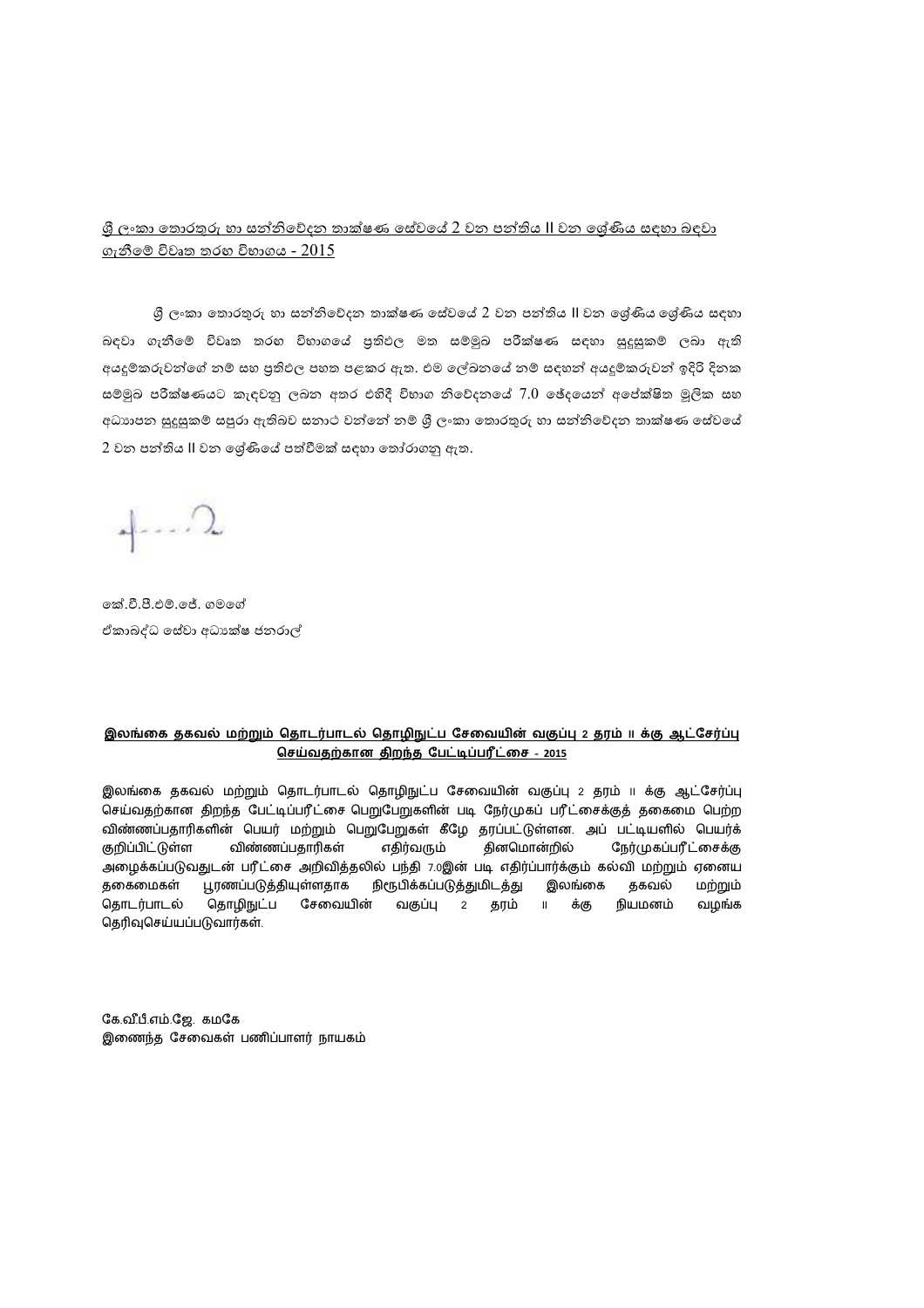<u>ශ්‍රී ලංකා තොරතුරු හා සන්නිවේදන තාක්ෂණ සේවයේ 2 වන පන්තිය II වන ශ්‍රේණිය සඳහා බඳවා ගැනීමේ විවෘත තරඟ විභාගය - 2015</u>

ශ්‍රී ලංකා තොරතුරු හා සන්නිවේදන තාක්ෂණ සේවයේ 2 වන පන්තිය II වන ශ්‍රේණිය ශ්‍රේණිය සඳහා බඳවා ගැනීමේ විවෘත තරඟ විභාගයේ ප්‍රතිඵල මත සම්මුඛ පරීක්ෂණ සඳහා සුදුසුකම් ලබා ඇති අයදුම්කරුවන්ගේ නම් සහ ප්‍රතිඵල පහත පළකර ඇත. එම ලේඛනයේ නම් සඳහන් අයදුම්කරුවන් ඉදිරි දිනක සම්මුඛ පරීක්ෂණයට කැඳවනු ලබන අතර එහිදී විභාග නිවේදනයේ 7.0 ඡේදයෙන් අපේක්ෂිත මූලික සහ අධ්‍යාපන සුදුසුකම් සපුරා ඇතිබව සනාථ වන්නේ නම් ශ්‍රී ලංකා තොරතුරු හා සන්නිවේදන තාක්ෂණ සේවයේ 2 වන පන්තිය II වන ශ්‍රේණියේ පත්වීමක් සඳහා තෝරාගනු ඇත.

කේ.වී.පී.එම්.ජේ. ගමගේ
ඒකාබද්ධ සේවා අධ්‍යක්ෂ ජනරාල්

**<u>இலங்கை தகவல் மற்றும் தொடர்பாடல் தொழிநுட்ப சேவையின் வகுப்பு 2 தரம் II க்கு ஆட்சேர்ப்பு செய்வதற்கான திறந்த பேட்டிப்பரீட்சை - 2015</u>**

இலங்கை தகவல் மற்றும் தொடர்பாடல் தொழிநுட்ப சேவையின் வகுப்பு 2 தரம் II க்கு ஆட்சேர்ப்பு செய்வதற்கான திறந்த பேட்டிப்பரீட்சை பெறுபேறுகளின் படி நேர்முகப் பரீட்சைக்குத் தகைமை பெற்ற விண்ணப்பதாரிகளின் பெயர் மற்றும் பெறுபேறுகள் கீழே தரப்பட்டுள்ளன. அப் பட்டியளில் பெயர்க் குறிப்பிட்டுள்ள விண்ணப்பதாரிகள் எதிர்வரும் தினமொன்றில் நேர்முகப்பரீட்சைக்கு அழைக்கப்படுவதுடன் பரீட்சை அறிவித்தலில் பந்தி 7.0இன் படி எதிர்ப்பார்க்கும் கல்வி மற்றும் ஏனைய தகைமைகள் பூரணப்படுத்தியுள்ளதாக நிரூபிக்கப்படுத்துமிடத்து இலங்கை தகவல் மற்றும் தொடர்பாடல் தொழிநுட்ப சேவையின் வகுப்பு 2 தரம் II க்கு நியமனம் வழங்க தெரிவுசெய்யப்படுவார்கள்.

கே.வீபீ.எம்.ஜே. கமகே
இணைந்த சேவைகள் பணிப்பாளர் நாயகம்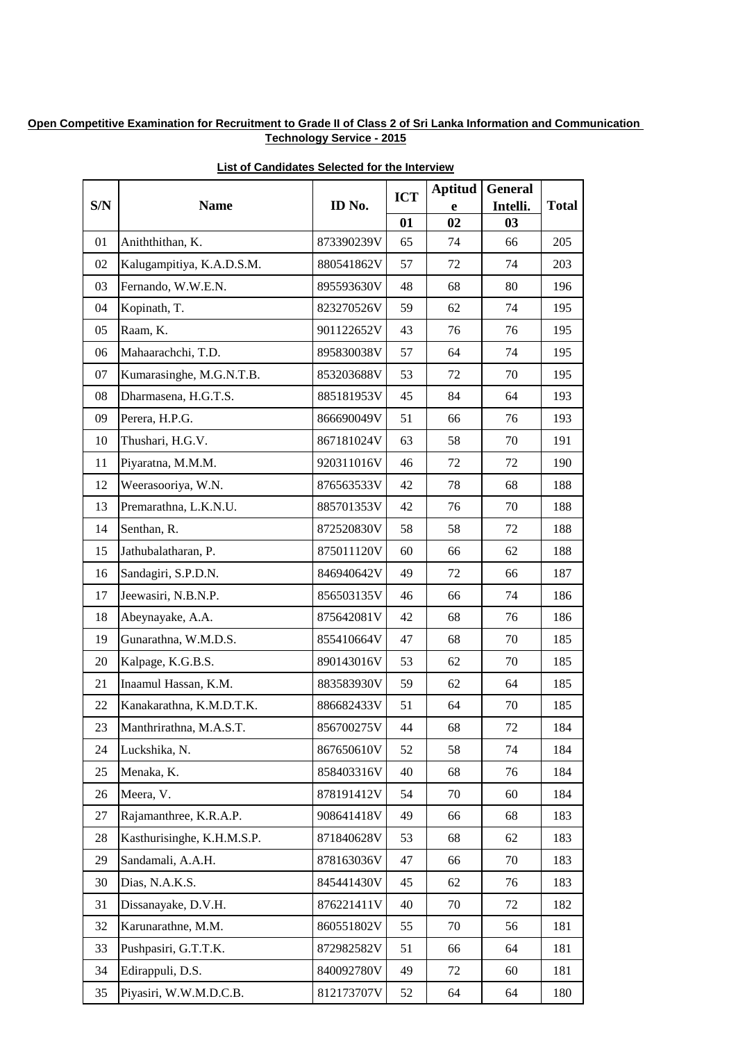**Open Competitive Examination for Recruitment to Grade II of Class 2 of Sri Lanka Information and Communication Technology Service - 2015**

**List of Candidates Selected for the Interview**

| S/N | Name | ID No. | ICT | Aptitude | General Intelli. | Total |
|---|---|---|---|---|---|---|
| | | | 01 | 02 | 03 | |
| 01 | Aniththithan, K. | 873390239V | 65 | 74 | 66 | 205 |
| 02 | Kalugampitiya, K.A.D.S.M. | 880541862V | 57 | 72 | 74 | 203 |
| 03 | Fernando, W.W.E.N. | 895593630V | 48 | 68 | 80 | 196 |
| 04 | Kopinath, T. | 823270526V | 59 | 62 | 74 | 195 |
| 05 | Raam, K. | 901122652V | 43 | 76 | 76 | 195 |
| 06 | Mahaarachchi, T.D. | 895830038V | 57 | 64 | 74 | 195 |
| 07 | Kumarasinghe, M.G.N.T.B. | 853203688V | 53 | 72 | 70 | 195 |
| 08 | Dharmasena, H.G.T.S. | 885181953V | 45 | 84 | 64 | 193 |
| 09 | Perera, H.P.G. | 866690049V | 51 | 66 | 76 | 193 |
| 10 | Thushari, H.G.V. | 867181024V | 63 | 58 | 70 | 191 |
| 11 | Piyaratna, M.M.M. | 920311016V | 46 | 72 | 72 | 190 |
| 12 | Weerasooriya, W.N. | 876563533V | 42 | 78 | 68 | 188 |
| 13 | Premarathna, L.K.N.U. | 885701353V | 42 | 76 | 70 | 188 |
| 14 | Senthan, R. | 872520830V | 58 | 58 | 72 | 188 |
| 15 | Jathubalatharan, P. | 875011120V | 60 | 66 | 62 | 188 |
| 16 | Sandagiri, S.P.D.N. | 846940642V | 49 | 72 | 66 | 187 |
| 17 | Jeewasiri, N.B.N.P. | 856503135V | 46 | 66 | 74 | 186 |
| 18 | Abeynayake, A.A. | 875642081V | 42 | 68 | 76 | 186 |
| 19 | Gunarathna, W.M.D.S. | 855410664V | 47 | 68 | 70 | 185 |
| 20 | Kalpage, K.G.B.S. | 890143016V | 53 | 62 | 70 | 185 |
| 21 | Inaamul Hassan, K.M. | 883583930V | 59 | 62 | 64 | 185 |
| 22 | Kanakarathna, K.M.D.T.K. | 886682433V | 51 | 64 | 70 | 185 |
| 23 | Manthrirathna, M.A.S.T. | 856700275V | 44 | 68 | 72 | 184 |
| 24 | Luckshika, N. | 867650610V | 52 | 58 | 74 | 184 |
| 25 | Menaka, K. | 858403316V | 40 | 68 | 76 | 184 |
| 26 | Meera, V. | 878191412V | 54 | 70 | 60 | 184 |
| 27 | Rajamanthree, K.R.A.P. | 908641418V | 49 | 66 | 68 | 183 |
| 28 | Kasthurisinghe, K.H.M.S.P. | 871840628V | 53 | 68 | 62 | 183 |
| 29 | Sandamali, A.A.H. | 878163036V | 47 | 66 | 70 | 183 |
| 30 | Dias, N.A.K.S. | 845441430V | 45 | 62 | 76 | 183 |
| 31 | Dissanayake, D.V.H. | 876221411V | 40 | 70 | 72 | 182 |
| 32 | Karunarathne, M.M. | 860551802V | 55 | 70 | 56 | 181 |
| 33 | Pushpasiri, G.T.T.K. | 872982582V | 51 | 66 | 64 | 181 |
| 34 | Edirappuli, D.S. | 840092780V | 49 | 72 | 60 | 181 |
| 35 | Piyasiri, W.W.M.D.C.B. | 812173707V | 52 | 64 | 64 | 180 |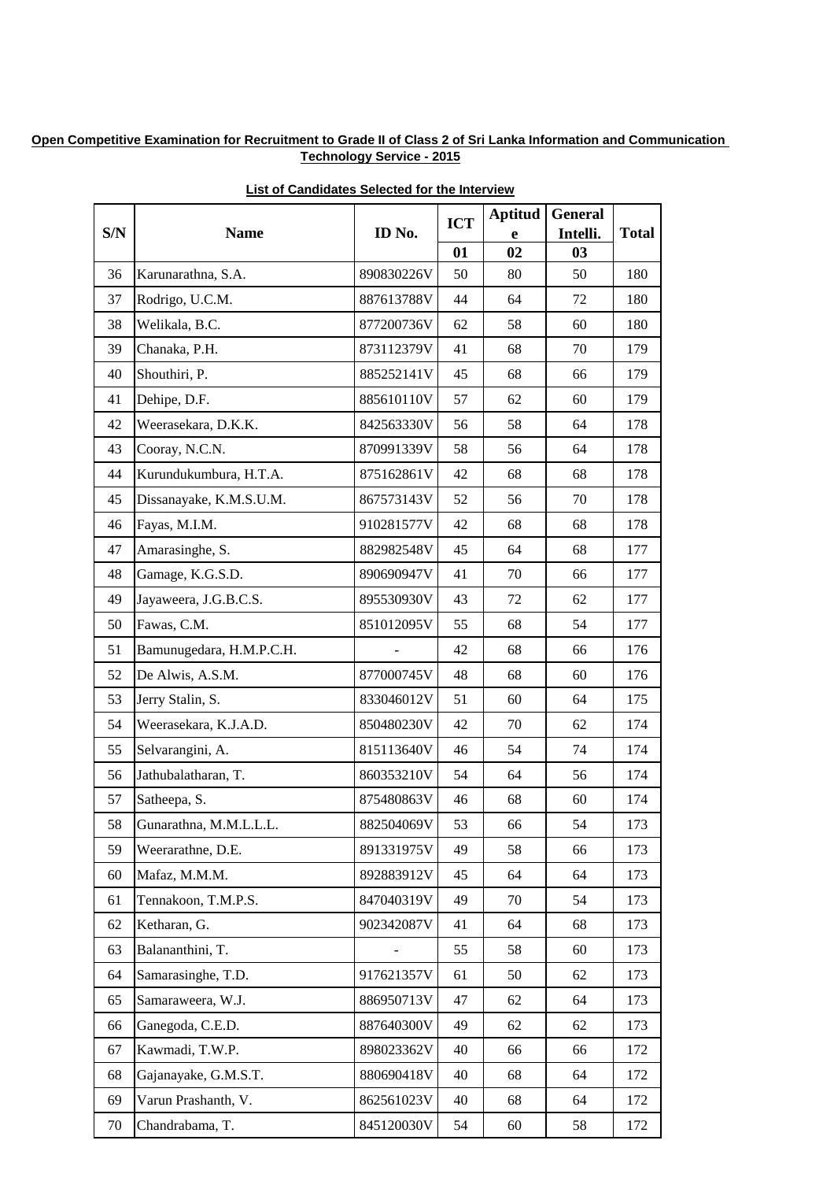**Open Competitive Examination for Recruitment to Grade II of Class 2 of Sri Lanka Information and Communication Technology Service - 2015**

**List of Candidates Selected for the Interview**

| S/N | Name | ID No. | ICT | Aptitude | General Intelli. | Total |
|---|---|---|---|---|---|---|
| | | | 01 | 02 | 03 | |
| 36 | Karunarathna, S.A. | 890830226V | 50 | 80 | 50 | 180 |
| 37 | Rodrigo, U.C.M. | 887613788V | 44 | 64 | 72 | 180 |
| 38 | Welikala, B.C. | 877200736V | 62 | 58 | 60 | 180 |
| 39 | Chanaka, P.H. | 873112379V | 41 | 68 | 70 | 179 |
| 40 | Shouthiri, P. | 885252141V | 45 | 68 | 66 | 179 |
| 41 | Dehipe, D.F. | 885610110V | 57 | 62 | 60 | 179 |
| 42 | Weerasekara, D.K.K. | 842563330V | 56 | 58 | 64 | 178 |
| 43 | Cooray, N.C.N. | 870991339V | 58 | 56 | 64 | 178 |
| 44 | Kurundukumbura, H.T.A. | 875162861V | 42 | 68 | 68 | 178 |
| 45 | Dissanayake, K.M.S.U.M. | 867573143V | 52 | 56 | 70 | 178 |
| 46 | Fayas, M.I.M. | 910281577V | 42 | 68 | 68 | 178 |
| 47 | Amarasinghe, S. | 882982548V | 45 | 64 | 68 | 177 |
| 48 | Gamage, K.G.S.D. | 890690947V | 41 | 70 | 66 | 177 |
| 49 | Jayaweera, J.G.B.C.S. | 895530930V | 43 | 72 | 62 | 177 |
| 50 | Fawas, C.M. | 851012095V | 55 | 68 | 54 | 177 |
| 51 | Bamunugedara, H.M.P.C.H. | - | 42 | 68 | 66 | 176 |
| 52 | De Alwis, A.S.M. | 877000745V | 48 | 68 | 60 | 176 |
| 53 | Jerry Stalin, S. | 833046012V | 51 | 60 | 64 | 175 |
| 54 | Weerasekara, K.J.A.D. | 850480230V | 42 | 70 | 62 | 174 |
| 55 | Selvarangini, A. | 815113640V | 46 | 54 | 74 | 174 |
| 56 | Jathubalatharan, T. | 860353210V | 54 | 64 | 56 | 174 |
| 57 | Satheepa, S. | 875480863V | 46 | 68 | 60 | 174 |
| 58 | Gunarathna, M.M.L.L.L. | 882504069V | 53 | 66 | 54 | 173 |
| 59 | Weerarathne, D.E. | 891331975V | 49 | 58 | 66 | 173 |
| 60 | Mafaz, M.M.M. | 892883912V | 45 | 64 | 64 | 173 |
| 61 | Tennakoon, T.M.P.S. | 847040319V | 49 | 70 | 54 | 173 |
| 62 | Ketharan, G. | 902342087V | 41 | 64 | 68 | 173 |
| 63 | Balananthini, T. | - | 55 | 58 | 60 | 173 |
| 64 | Samarasinghe, T.D. | 917621357V | 61 | 50 | 62 | 173 |
| 65 | Samaraweera, W.J. | 886950713V | 47 | 62 | 64 | 173 |
| 66 | Ganegoda, C.E.D. | 887640300V | 49 | 62 | 62 | 173 |
| 67 | Kawmadi, T.W.P. | 898023362V | 40 | 66 | 66 | 172 |
| 68 | Gajanayake, G.M.S.T. | 880690418V | 40 | 68 | 64 | 172 |
| 69 | Varun Prashanth, V. | 862561023V | 40 | 68 | 64 | 172 |
| 70 | Chandrabama, T. | 845120030V | 54 | 60 | 58 | 172 |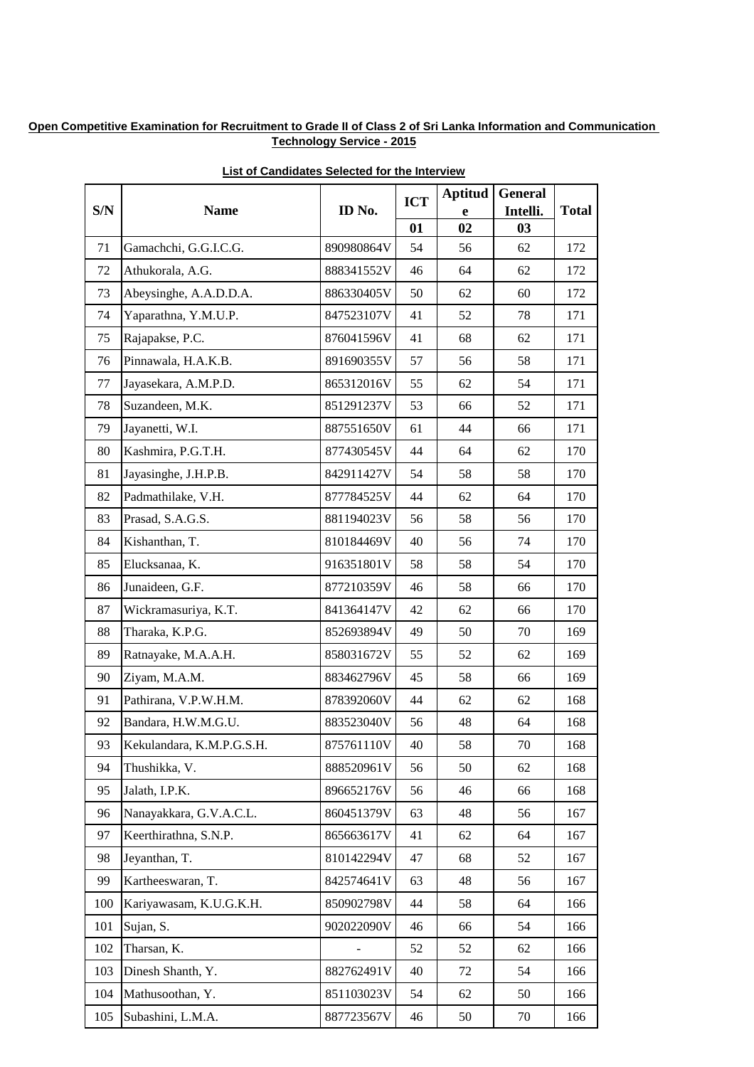**Open Competitive Examination for Recruitment to Grade II of Class 2 of Sri Lanka Information and Communication Technology Service - 2015**

**List of Candidates Selected for the Interview**

| S/N | Name | ID No. | ICT | Aptitude | General Intelli. | Total |
|---|---|---|---|---|---|---|
| | | | 01 | 02 | 03 | |
| 71 | Gamachchi, G.G.I.C.G. | 890980864V | 54 | 56 | 62 | 172 |
| 72 | Athukorala, A.G. | 888341552V | 46 | 64 | 62 | 172 |
| 73 | Abeysinghe, A.A.D.D.A. | 886330405V | 50 | 62 | 60 | 172 |
| 74 | Yaparathna, Y.M.U.P. | 847523107V | 41 | 52 | 78 | 171 |
| 75 | Rajapakse, P.C. | 876041596V | 41 | 68 | 62 | 171 |
| 76 | Pinnawala, H.A.K.B. | 891690355V | 57 | 56 | 58 | 171 |
| 77 | Jayasekara, A.M.P.D. | 865312016V | 55 | 62 | 54 | 171 |
| 78 | Suzandeen, M.K. | 851291237V | 53 | 66 | 52 | 171 |
| 79 | Jayanetti, W.I. | 887551650V | 61 | 44 | 66 | 171 |
| 80 | Kashmira, P.G.T.H. | 877430545V | 44 | 64 | 62 | 170 |
| 81 | Jayasinghe, J.H.P.B. | 842911427V | 54 | 58 | 58 | 170 |
| 82 | Padmathilake, V.H. | 877784525V | 44 | 62 | 64 | 170 |
| 83 | Prasad, S.A.G.S. | 881194023V | 56 | 58 | 56 | 170 |
| 84 | Kishanthan, T. | 810184469V | 40 | 56 | 74 | 170 |
| 85 | Elucksanaa, K. | 916351801V | 58 | 58 | 54 | 170 |
| 86 | Junaideen, G.F. | 877210359V | 46 | 58 | 66 | 170 |
| 87 | Wickramasuriya, K.T. | 841364147V | 42 | 62 | 66 | 170 |
| 88 | Tharaka, K.P.G. | 852693894V | 49 | 50 | 70 | 169 |
| 89 | Ratnayake, M.A.A.H. | 858031672V | 55 | 52 | 62 | 169 |
| 90 | Ziyam, M.A.M. | 883462796V | 45 | 58 | 66 | 169 |
| 91 | Pathirana, V.P.W.H.M. | 878392060V | 44 | 62 | 62 | 168 |
| 92 | Bandara, H.W.M.G.U. | 883523040V | 56 | 48 | 64 | 168 |
| 93 | Kekulandara, K.M.P.G.S.H. | 875761110V | 40 | 58 | 70 | 168 |
| 94 | Thushikka, V. | 888520961V | 56 | 50 | 62 | 168 |
| 95 | Jalath, I.P.K. | 896652176V | 56 | 46 | 66 | 168 |
| 96 | Nanayakkara, G.V.A.C.L. | 860451379V | 63 | 48 | 56 | 167 |
| 97 | Keerthirathna, S.N.P. | 865663617V | 41 | 62 | 64 | 167 |
| 98 | Jeyanthan, T. | 810142294V | 47 | 68 | 52 | 167 |
| 99 | Kartheeswaran, T. | 842574641V | 63 | 48 | 56 | 167 |
| 100 | Kariyawasam, K.U.G.K.H. | 850902798V | 44 | 58 | 64 | 166 |
| 101 | Sujan, S. | 902022090V | 46 | 66 | 54 | 166 |
| 102 | Tharsan, K. | - | 52 | 52 | 62 | 166 |
| 103 | Dinesh Shanth, Y. | 882762491V | 40 | 72 | 54 | 166 |
| 104 | Mathusoothan, Y. | 851103023V | 54 | 62 | 50 | 166 |
| 105 | Subashini, L.M.A. | 887723567V | 46 | 50 | 70 | 166 |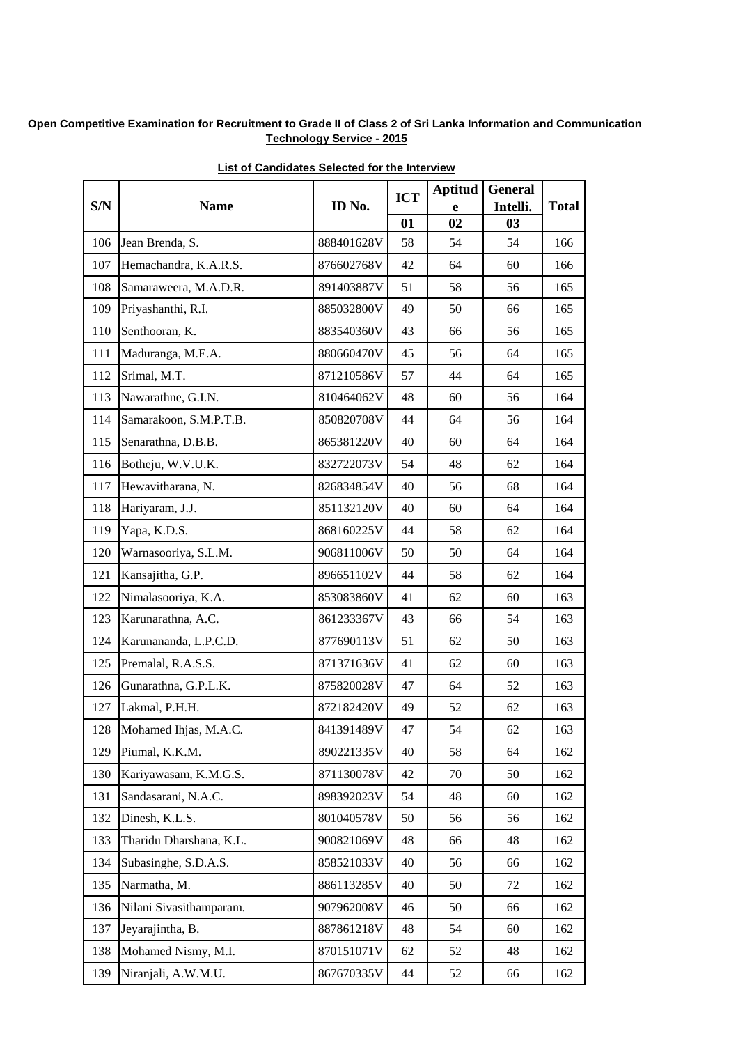**Open Competitive Examination for Recruitment to Grade II of Class 2 of Sri Lanka Information and Communication Technology Service - 2015**

**List of Candidates Selected for the Interview**

| S/N | Name | ID No. | ICT | Aptitude | General Intelli. | Total |
|---|---|---|---|---|---|---|
| | | | 01 | 02 | 03 | |
| 106 | Jean Brenda, S. | 888401628V | 58 | 54 | 54 | 166 |
| 107 | Hemachandra, K.A.R.S. | 876602768V | 42 | 64 | 60 | 166 |
| 108 | Samaraweera, M.A.D.R. | 891403887V | 51 | 58 | 56 | 165 |
| 109 | Priyashanthi, R.I. | 885032800V | 49 | 50 | 66 | 165 |
| 110 | Senthooran, K. | 883540360V | 43 | 66 | 56 | 165 |
| 111 | Maduranga, M.E.A. | 880660470V | 45 | 56 | 64 | 165 |
| 112 | Srimal, M.T. | 871210586V | 57 | 44 | 64 | 165 |
| 113 | Nawarathne, G.I.N. | 810464062V | 48 | 60 | 56 | 164 |
| 114 | Samarakoon, S.M.P.T.B. | 850820708V | 44 | 64 | 56 | 164 |
| 115 | Senarathna, D.B.B. | 865381220V | 40 | 60 | 64 | 164 |
| 116 | Botheju, W.V.U.K. | 832722073V | 54 | 48 | 62 | 164 |
| 117 | Hewavitharana, N. | 826834854V | 40 | 56 | 68 | 164 |
| 118 | Hariyaram, J.J. | 851132120V | 40 | 60 | 64 | 164 |
| 119 | Yapa, K.D.S. | 868160225V | 44 | 58 | 62 | 164 |
| 120 | Warnasooriya, S.L.M. | 906811006V | 50 | 50 | 64 | 164 |
| 121 | Kansajitha, G.P. | 896651102V | 44 | 58 | 62 | 164 |
| 122 | Nimalasooriya, K.A. | 853083860V | 41 | 62 | 60 | 163 |
| 123 | Karunarathna, A.C. | 861233367V | 43 | 66 | 54 | 163 |
| 124 | Karunananda, L.P.C.D. | 877690113V | 51 | 62 | 50 | 163 |
| 125 | Premalal, R.A.S.S. | 871371636V | 41 | 62 | 60 | 163 |
| 126 | Gunarathna, G.P.L.K. | 875820028V | 47 | 64 | 52 | 163 |
| 127 | Lakmal, P.H.H. | 872182420V | 49 | 52 | 62 | 163 |
| 128 | Mohamed Ihjas, M.A.C. | 841391489V | 47 | 54 | 62 | 163 |
| 129 | Piumal, K.K.M. | 890221335V | 40 | 58 | 64 | 162 |
| 130 | Kariyawasam, K.M.G.S. | 871130078V | 42 | 70 | 50 | 162 |
| 131 | Sandasarani, N.A.C. | 898392023V | 54 | 48 | 60 | 162 |
| 132 | Dinesh, K.L.S. | 801040578V | 50 | 56 | 56 | 162 |
| 133 | Tharidu Dharshana, K.L. | 900821069V | 48 | 66 | 48 | 162 |
| 134 | Subasinghe, S.D.A.S. | 858521033V | 40 | 56 | 66 | 162 |
| 135 | Narmatha, M. | 886113285V | 40 | 50 | 72 | 162 |
| 136 | Nilani Sivasithamparam. | 907962008V | 46 | 50 | 66 | 162 |
| 137 | Jeyarajintha, B. | 887861218V | 48 | 54 | 60 | 162 |
| 138 | Mohamed Nismy, M.I. | 870151071V | 62 | 52 | 48 | 162 |
| 139 | Niranjali, A.W.M.U. | 867670335V | 44 | 52 | 66 | 162 |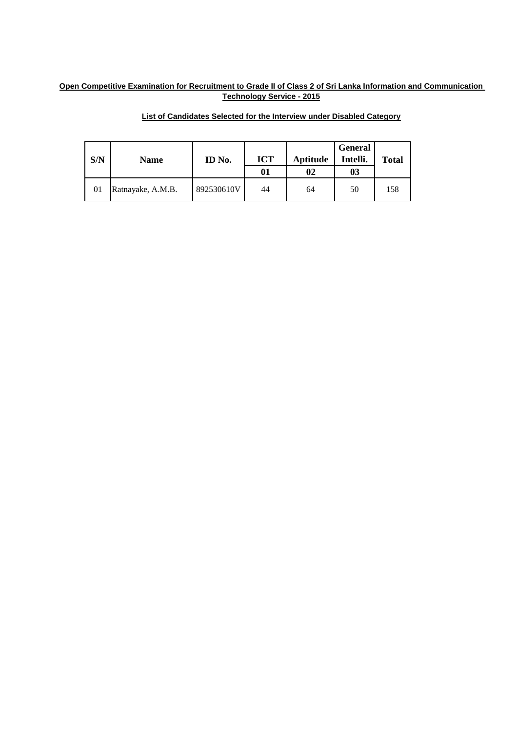**Open Competitive Examination for Recruitment to Grade II of Class 2 of Sri Lanka Information and Communication Technology Service - 2015**

**List of Candidates Selected for the Interview under Disabled Category**

| S/N | Name | ID No. | ICT | Aptitude | General Intelli. | Total |
|---|---|---|---|---|---|---|
| | | | 01 | 02 | 03 | |
| 01 | Ratnayake, A.M.B. | 892530610V | 44 | 64 | 50 | 158 |